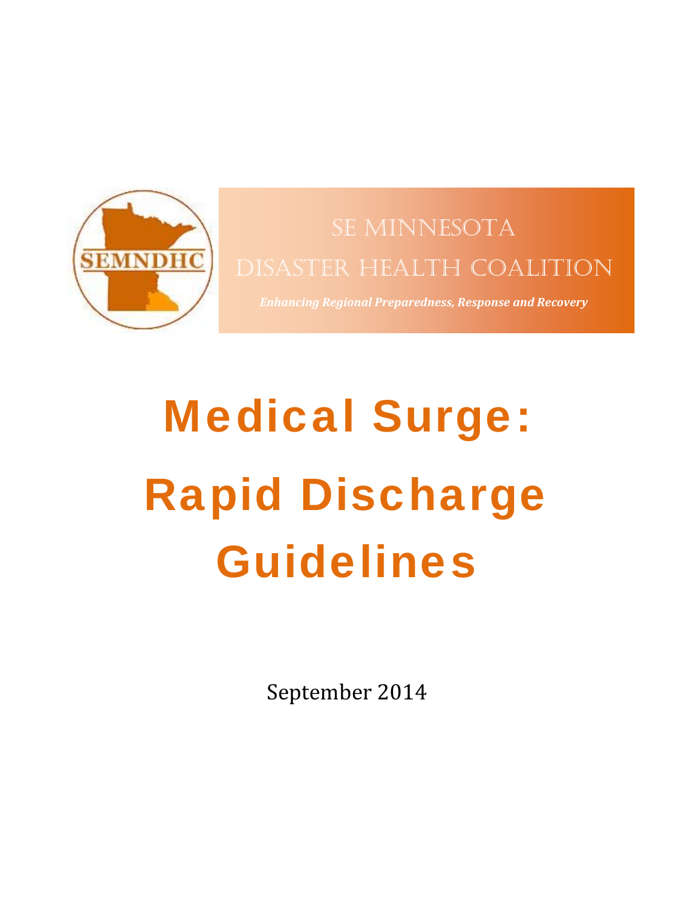SEMNDHC

SE MINNESOTA

DISASTER HEALTH COALITION

*Enhancing Regional Preparedness, Response and Recovery*

# Medical Surge: Rapid Discharge Guidelines

September 2014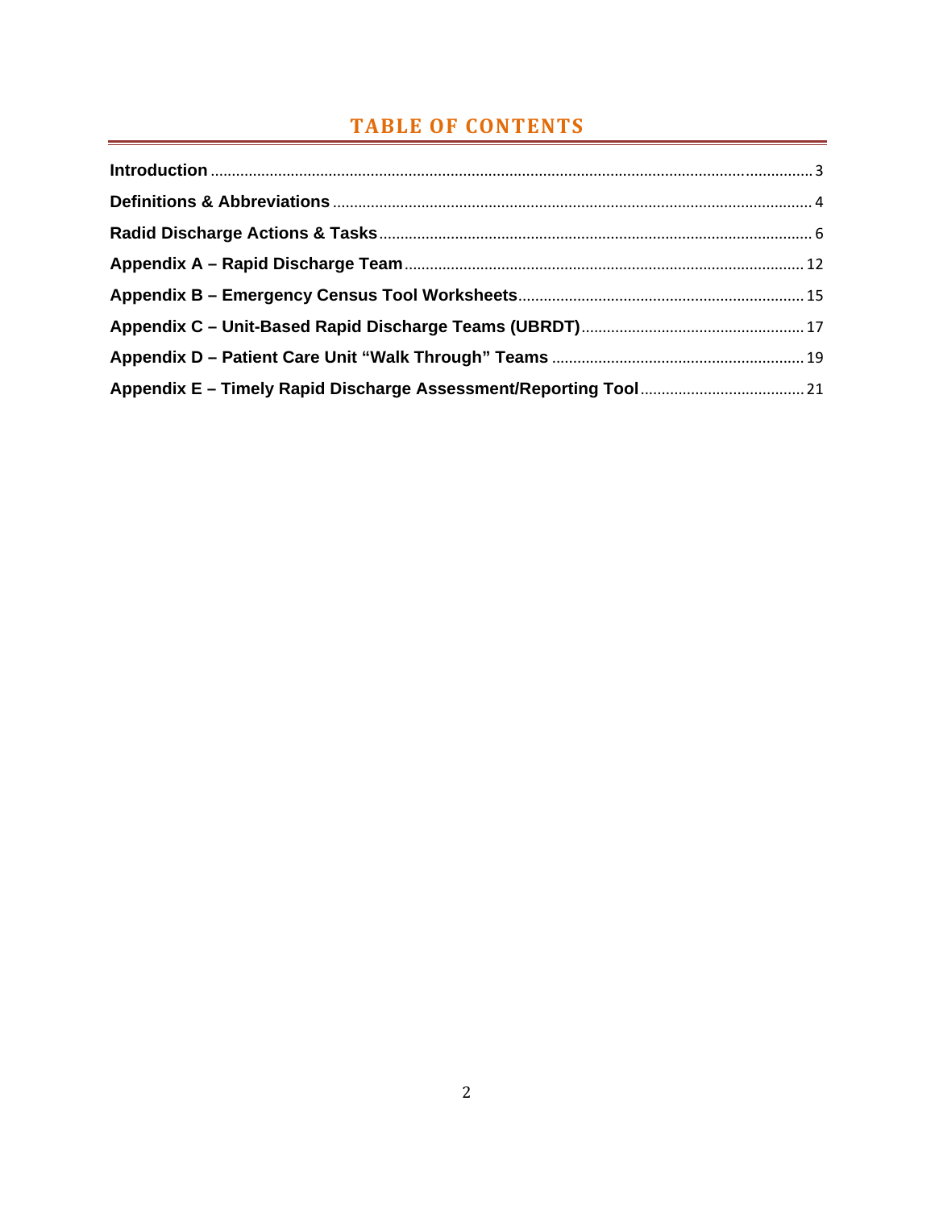# TABLE OF CONTENTS

**Introduction** .......... 3

**Definitions & Abbreviations** .......... 4

**Radid Discharge Actions & Tasks** .......... 6

**Appendix A – Rapid Discharge Team** .......... 12

**Appendix B – Emergency Census Tool Worksheets** .......... 15

**Appendix C – Unit-Based Rapid Discharge Teams (UBRDT)** .......... 17

**Appendix D – Patient Care Unit "Walk Through" Teams** .......... 19

**Appendix E – Timely Rapid Discharge Assessment/Reporting Tool** .......... 21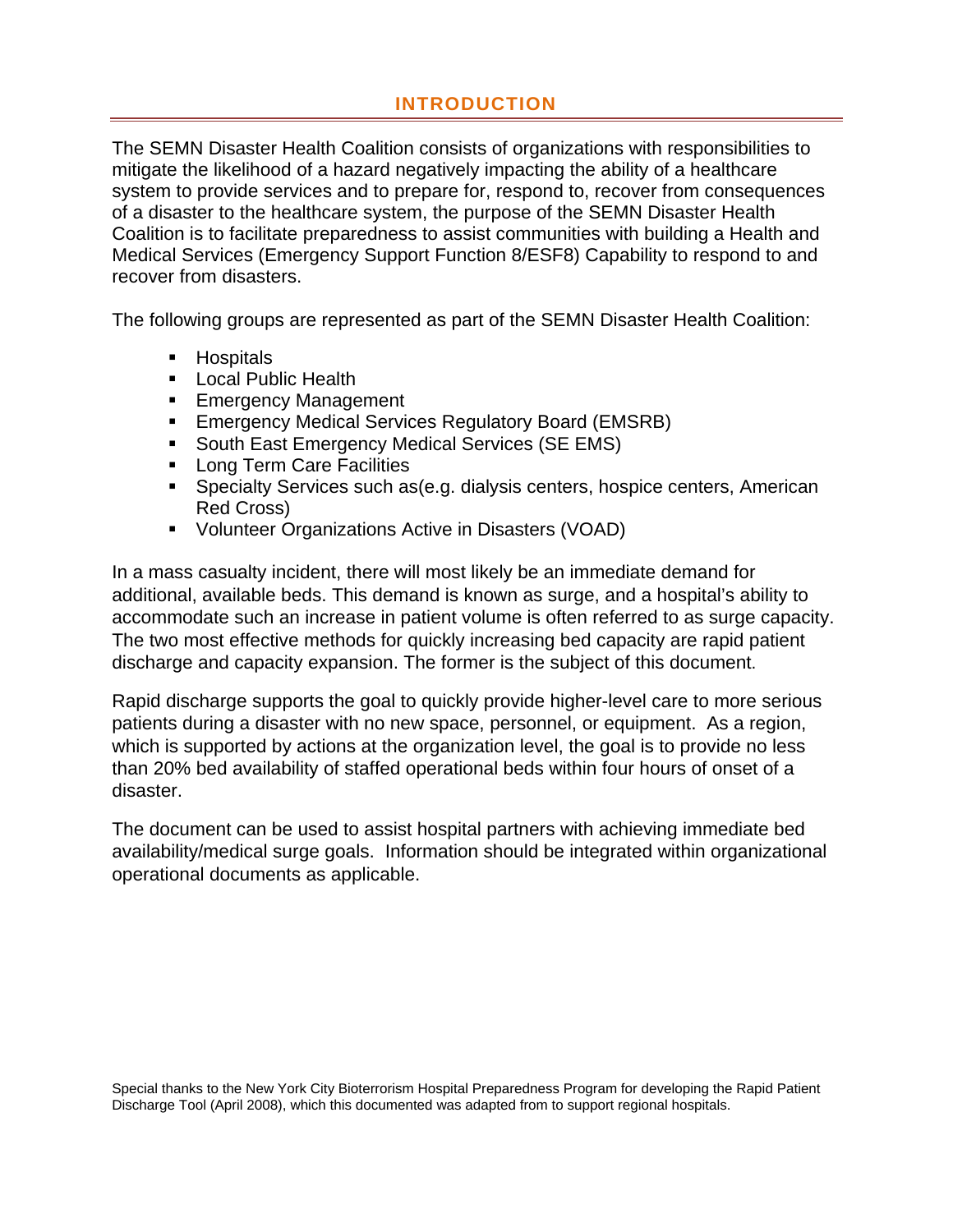# INTRODUCTION

The SEMN Disaster Health Coalition consists of organizations with responsibilities to mitigate the likelihood of a hazard negatively impacting the ability of a healthcare system to provide services and to prepare for, respond to, recover from consequences of a disaster to the healthcare system, the purpose of the SEMN Disaster Health Coalition is to facilitate preparedness to assist communities with building a Health and Medical Services (Emergency Support Function 8/ESF8) Capability to respond to and recover from disasters.

The following groups are represented as part of the SEMN Disaster Health Coalition:

- Hospitals
- Local Public Health
- Emergency Management
- Emergency Medical Services Regulatory Board (EMSRB)
- South East Emergency Medical Services (SE EMS)
- Long Term Care Facilities
- Specialty Services such as(e.g. dialysis centers, hospice centers, American Red Cross)
- Volunteer Organizations Active in Disasters (VOAD)

In a mass casualty incident, there will most likely be an immediate demand for additional, available beds. This demand is known as surge, and a hospital's ability to accommodate such an increase in patient volume is often referred to as surge capacity. The two most effective methods for quickly increasing bed capacity are rapid patient discharge and capacity expansion. The former is the subject of this document.

Rapid discharge supports the goal to quickly provide higher-level care to more serious patients during a disaster with no new space, personnel, or equipment. As a region, which is supported by actions at the organization level, the goal is to provide no less than 20% bed availability of staffed operational beds within four hours of onset of a disaster.

The document can be used to assist hospital partners with achieving immediate bed availability/medical surge goals. Information should be integrated within organizational operational documents as applicable.

Special thanks to the New York City Bioterrorism Hospital Preparedness Program for developing the Rapid Patient Discharge Tool (April 2008), which this documented was adapted from to support regional hospitals.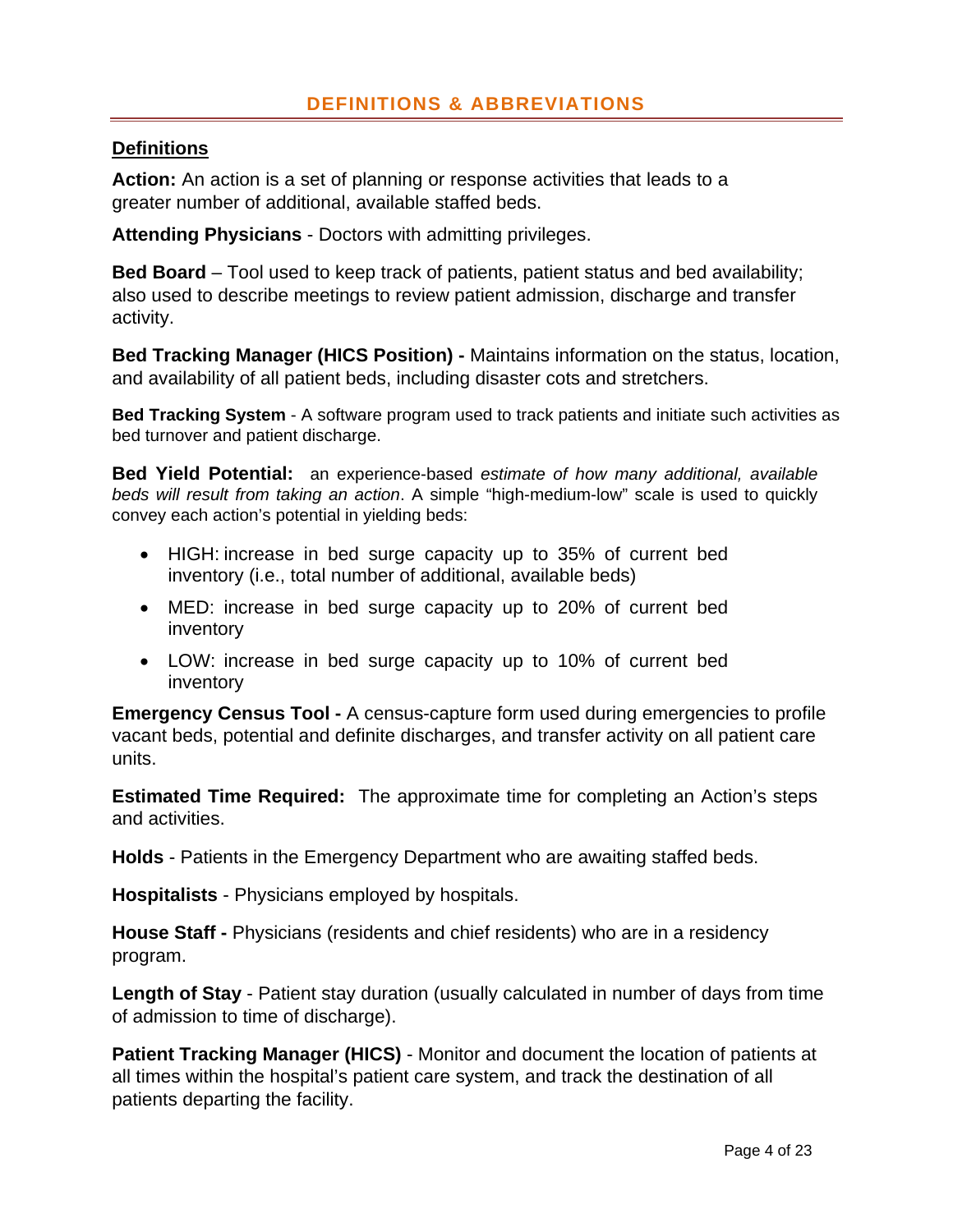## DEFINITIONS & ABBREVIATIONS

### Definitions

**Action:** An action is a set of planning or response activities that leads to a greater number of additional, available staffed beds.

**Attending Physicians** - Doctors with admitting privileges.

**Bed Board** – Tool used to keep track of patients, patient status and bed availability; also used to describe meetings to review patient admission, discharge and transfer activity.

**Bed Tracking Manager (HICS Position) -** Maintains information on the status, location, and availability of all patient beds, including disaster cots and stretchers.

**Bed Tracking System** - A software program used to track patients and initiate such activities as bed turnover and patient discharge.

**Bed Yield Potential:** an experience-based *estimate of how many additional, available beds will result from taking an action*. A simple "high-medium-low" scale is used to quickly convey each action's potential in yielding beds:

- HIGH: increase in bed surge capacity up to 35% of current bed inventory (i.e., total number of additional, available beds)
- MED: increase in bed surge capacity up to 20% of current bed inventory
- LOW: increase in bed surge capacity up to 10% of current bed inventory

**Emergency Census Tool -** A census-capture form used during emergencies to profile vacant beds, potential and definite discharges, and transfer activity on all patient care units.

**Estimated Time Required:** The approximate time for completing an Action's steps and activities.

**Holds** - Patients in the Emergency Department who are awaiting staffed beds.

**Hospitalists** - Physicians employed by hospitals.

**House Staff -** Physicians (residents and chief residents) who are in a residency program.

**Length of Stay** - Patient stay duration (usually calculated in number of days from time of admission to time of discharge).

**Patient Tracking Manager (HICS)** - Monitor and document the location of patients at all times within the hospital's patient care system, and track the destination of all patients departing the facility.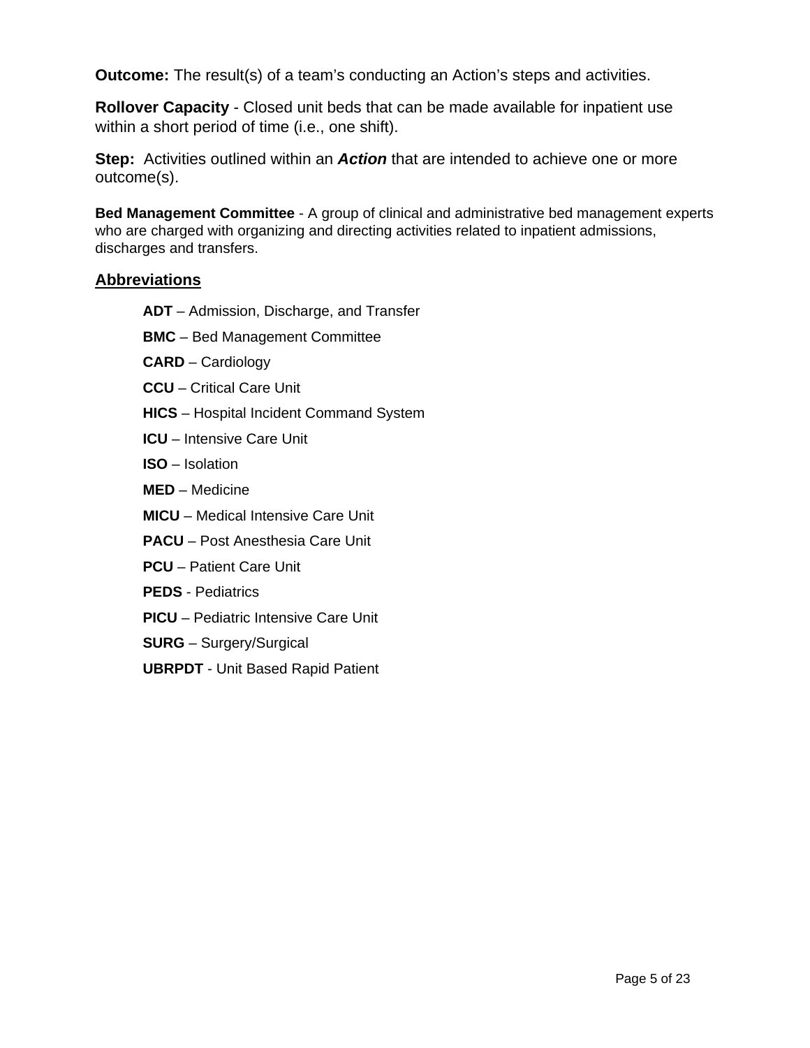**Outcome:** The result(s) of a team's conducting an Action's steps and activities.

**Rollover Capacity** - Closed unit beds that can be made available for inpatient use within a short period of time (i.e., one shift).

**Step:** Activities outlined within an ***Action*** that are intended to achieve one or more outcome(s).

**Bed Management Committee** - A group of clinical and administrative bed management experts who are charged with organizing and directing activities related to inpatient admissions, discharges and transfers.

## Abbreviations

**ADT** – Admission, Discharge, and Transfer

**BMC** – Bed Management Committee

**CARD** – Cardiology

**CCU** – Critical Care Unit

**HICS** – Hospital Incident Command System

**ICU** – Intensive Care Unit

**ISO** – Isolation

**MED** – Medicine

**MICU** – Medical Intensive Care Unit

**PACU** – Post Anesthesia Care Unit

**PCU** – Patient Care Unit

**PEDS** - Pediatrics

**PICU** – Pediatric Intensive Care Unit

**SURG** – Surgery/Surgical

**UBRPDT** - Unit Based Rapid Patient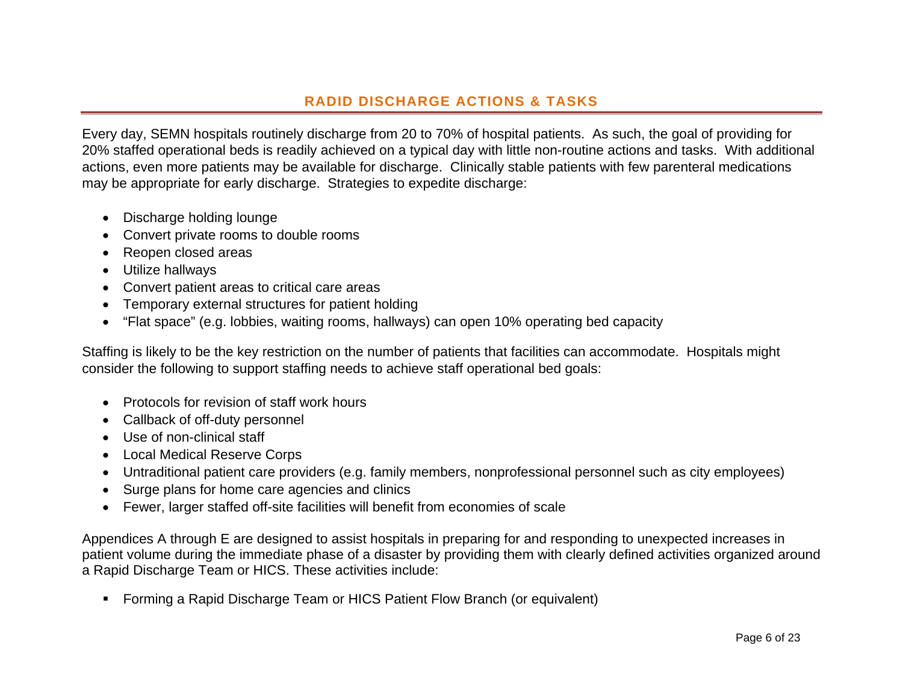## RADID DISCHARGE ACTIONS & TASKS

Every day, SEMN hospitals routinely discharge from 20 to 70% of hospital patients. As such, the goal of providing for 20% staffed operational beds is readily achieved on a typical day with little non-routine actions and tasks. With additional actions, even more patients may be available for discharge. Clinically stable patients with few parenteral medications may be appropriate for early discharge. Strategies to expedite discharge:

- Discharge holding lounge
- Convert private rooms to double rooms
- Reopen closed areas
- Utilize hallways
- Convert patient areas to critical care areas
- Temporary external structures for patient holding
- “Flat space” (e.g. lobbies, waiting rooms, hallways) can open 10% operating bed capacity

Staffing is likely to be the key restriction on the number of patients that facilities can accommodate. Hospitals might consider the following to support staffing needs to achieve staff operational bed goals:

- Protocols for revision of staff work hours
- Callback of off-duty personnel
- Use of non-clinical staff
- Local Medical Reserve Corps
- Untraditional patient care providers (e.g. family members, nonprofessional personnel such as city employees)
- Surge plans for home care agencies and clinics
- Fewer, larger staffed off-site facilities will benefit from economies of scale

Appendices A through E are designed to assist hospitals in preparing for and responding to unexpected increases in patient volume during the immediate phase of a disaster by providing them with clearly defined activities organized around a Rapid Discharge Team or HICS. These activities include:

- Forming a Rapid Discharge Team or HICS Patient Flow Branch (or equivalent)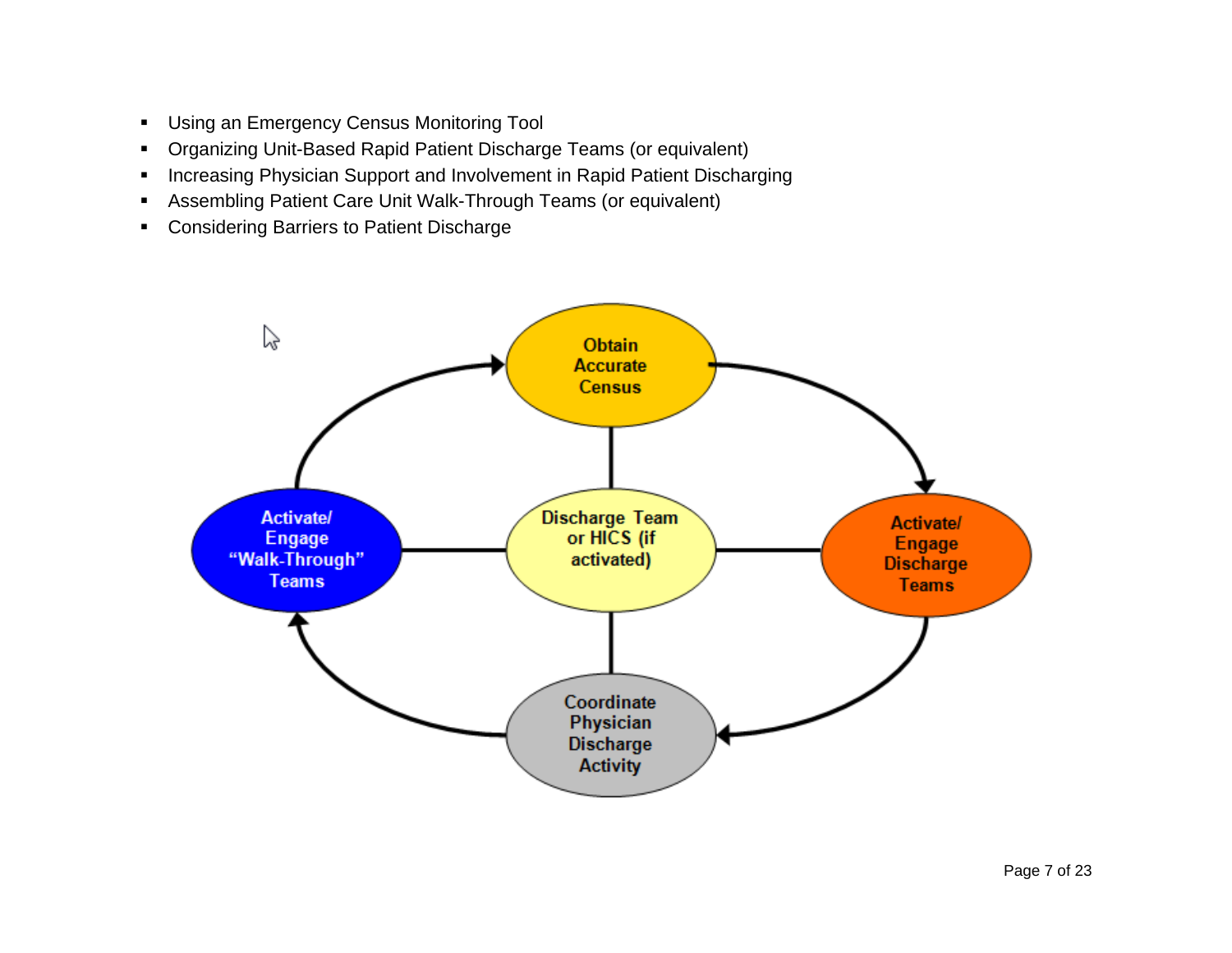- Using an Emergency Census Monitoring Tool
- Organizing Unit-Based Rapid Patient Discharge Teams (or equivalent)
- Increasing Physician Support and Involvement in Rapid Patient Discharging
- Assembling Patient Care Unit Walk-Through Teams (or equivalent)
- Considering Barriers to Patient Discharge

Obtain Accurate Census

Activate/ Engage Discharge Teams

Coordinate Physician Discharge Activity

Activate/ Engage “Walk-Through” Teams

Discharge Team or HICS (if activated)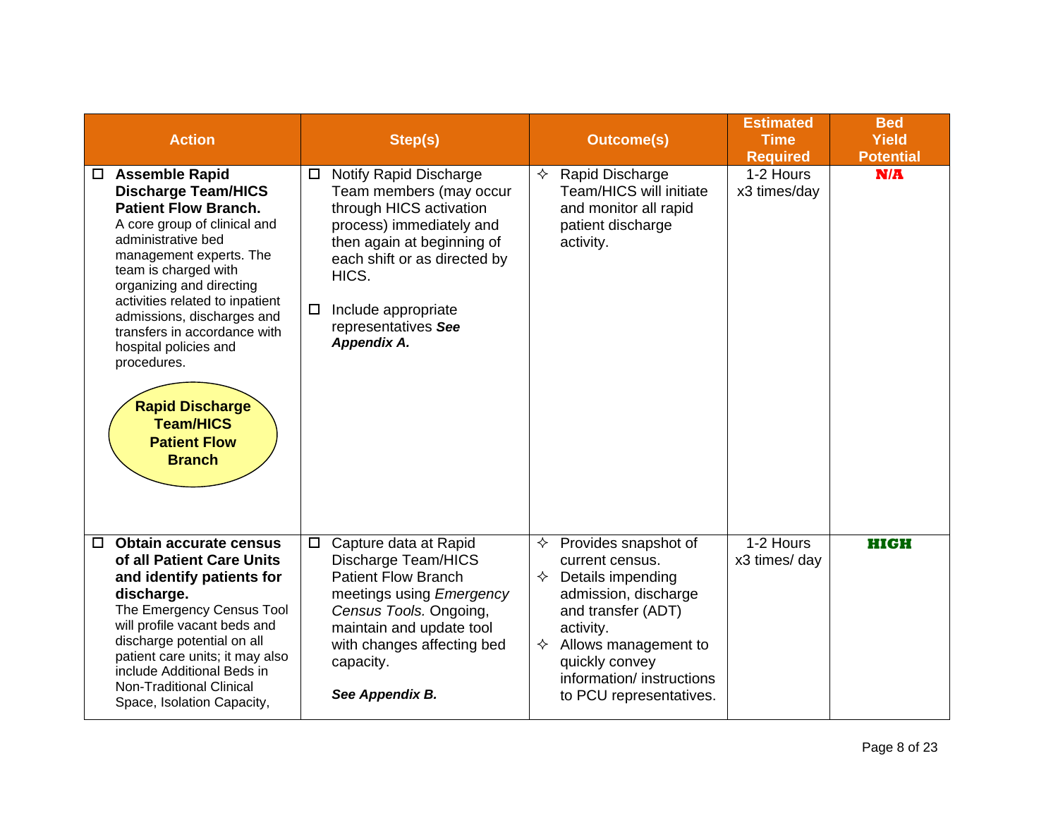| Action | Step(s) | Outcome(s) | Estimated Time Required | Bed Yield Potential |
|---|---|---|---|---|
| ☐ **Assemble Rapid Discharge Team/HICS Patient Flow Branch.** A core group of clinical and administrative bed management experts. The team is charged with organizing and directing activities related to inpatient admissions, discharges and transfers in accordance with hospital policies and procedures. <br><br> **Rapid Discharge Team/HICS Patient Flow Branch** | ☐ Notify Rapid Discharge Team members (may occur through HICS activation process) immediately and then again at beginning of each shift or as directed by HICS. <br><br> ☐ Include appropriate representatives ***See Appendix A.*** | ✧ Rapid Discharge Team/HICS will initiate and monitor all rapid patient discharge activity. | 1-2 Hours x3 times/day | **N/A** |
| ☐ **Obtain accurate census of all Patient Care Units and identify patients for discharge.** The Emergency Census Tool will profile vacant beds and discharge potential on all patient care units; it may also include Additional Beds in Non-Traditional Clinical Space, Isolation Capacity, | ☐ Capture data at Rapid Discharge Team/HICS Patient Flow Branch meetings using *Emergency Census Tools.* Ongoing, maintain and update tool with changes affecting bed capacity. <br><br> ***See Appendix B.*** | ✧ Provides snapshot of current census. <br> ✧ Details impending admission, discharge and transfer (ADT) activity. <br> ✧ Allows management to quickly convey information/ instructions to PCU representatives. | 1-2 Hours x3 times/ day | **HIGH** |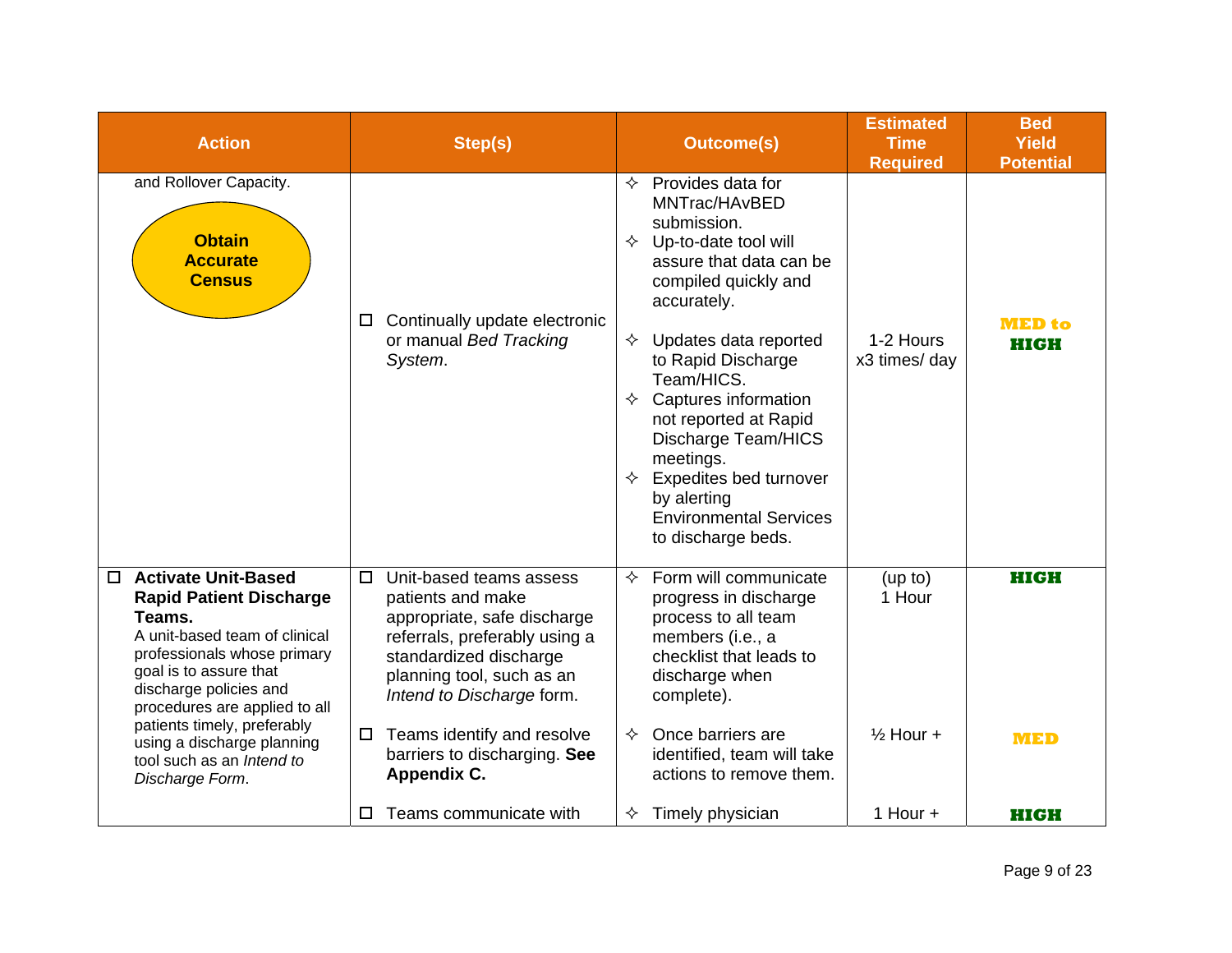| Action | Step(s) | Outcome(s) | Estimated Time Required | Bed Yield Potential |
|---|---|---|---|---|
| and Rollover Capacity.<br><br>**Obtain Accurate Census** | ☐ Continually update electronic or manual *Bed Tracking System*. | ✧ Provides data for MNTrac/HAvBED submission.<br>✧ Up-to-date tool will assure that data can be compiled quickly and accurately.<br>✧ Updates data reported to Rapid Discharge Team/HICS.<br>✧ Captures information not reported at Rapid Discharge Team/HICS meetings.<br>✧ Expedites bed turnover by alerting Environmental Services to discharge beds. | 1-2 Hours x3 times/ day | **MED to HIGH** |
| ☐ **Activate Unit-Based Rapid Patient Discharge Teams.**<br>A unit-based team of clinical professionals whose primary goal is to assure that discharge policies and procedures are applied to all patients timely, preferably using a discharge planning tool such as an *Intend to Discharge Form*. | ☐ Unit-based teams assess patients and make appropriate, safe discharge referrals, preferably using a standardized discharge planning tool, such as an *Intend to Discharge* form. | ✧ Form will communicate progress in discharge process to all team members (i.e., a checklist that leads to discharge when complete). | (up to) 1 Hour | **HIGH** |
| | ☐ Teams identify and resolve barriers to discharging. **See Appendix C.** | ✧ Once barriers are identified, team will take actions to remove them. | ½ Hour + | **MED** |
| | ☐ Teams communicate with | ✧ Timely physician | 1 Hour + | **HIGH** |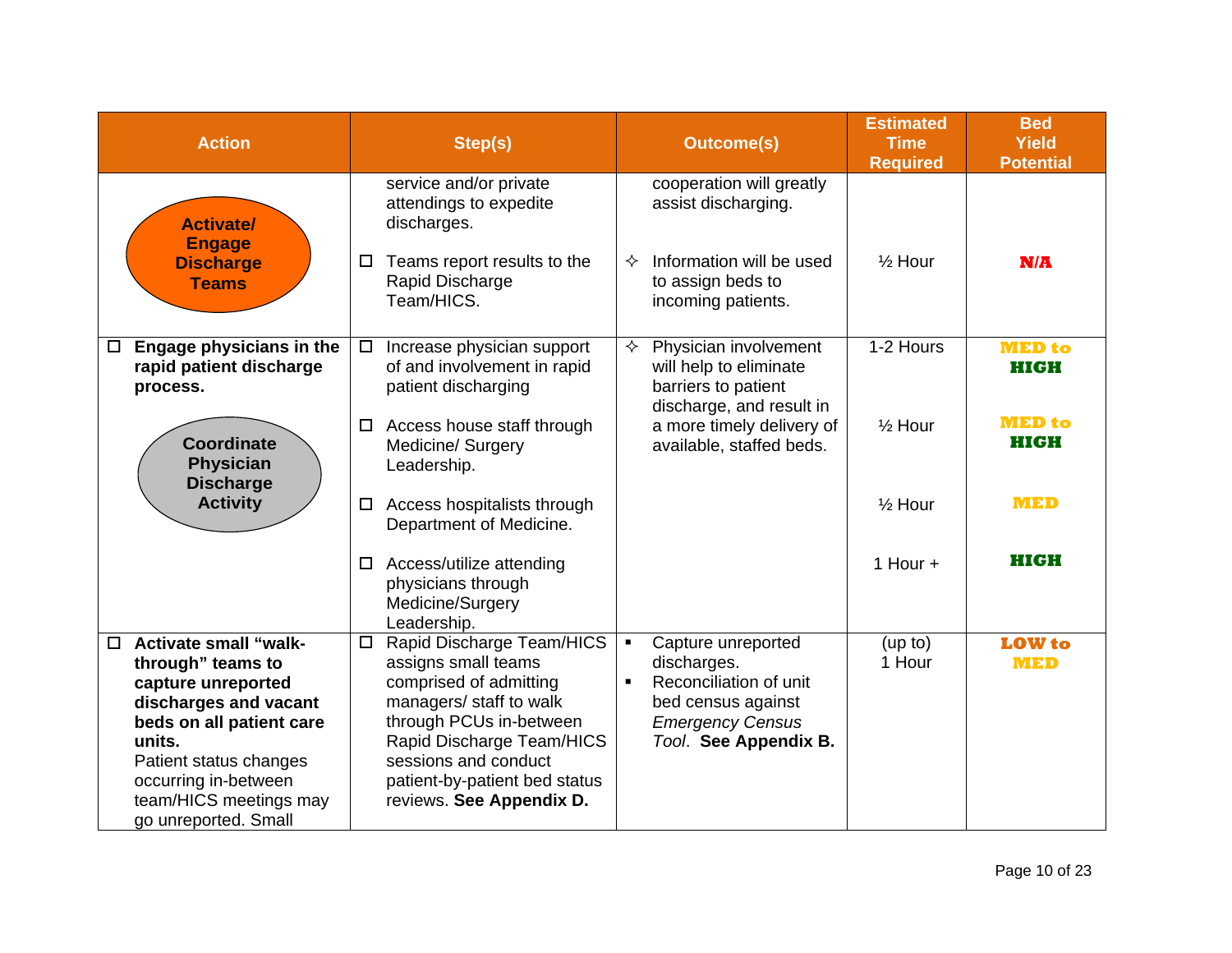| Action | Step(s) | Outcome(s) | Estimated Time Required | Bed Yield Potential |
|---|---|---|---|---|
| **Activate/ Engage Discharge Teams** | service and/or private attendings to expedite discharges. | cooperation will greatly assist discharging. | | |
| | ☐ Teams report results to the Rapid Discharge Team/HICS. | ✧ Information will be used to assign beds to incoming patients. | ½ Hour | **N/A** |
| ☐ **Engage physicians in the rapid patient discharge process.** **Coordinate Physician Discharge Activity** | ☐ Increase physician support of and involvement in rapid patient discharging | ✧ Physician involvement will help to eliminate barriers to patient discharge, and result in a more timely delivery of available, staffed beds. | 1-2 Hours | **MED to HIGH** |
| | ☐ Access house staff through Medicine/ Surgery Leadership. | | ½ Hour | **MED to HIGH** |
| | ☐ Access hospitalists through Department of Medicine. | | ½ Hour | **MED** |
| | ☐ Access/utilize attending physicians through Medicine/Surgery Leadership. | | 1 Hour + | **HIGH** |
| ☐ **Activate small "walk-through" teams to capture unreported discharges and vacant beds on all patient care units.** Patient status changes occurring in-between team/HICS meetings may go unreported. Small | ☐ Rapid Discharge Team/HICS assigns small teams comprised of admitting managers/ staff to walk through PCUs in-between Rapid Discharge Team/HICS sessions and conduct patient-by-patient bed status reviews. **See Appendix D.** | ▪ Capture unreported discharges.<br>▪ Reconciliation of unit bed census against *Emergency Census Tool*. **See Appendix B.** | (up to) 1 Hour | **LOW to MED** |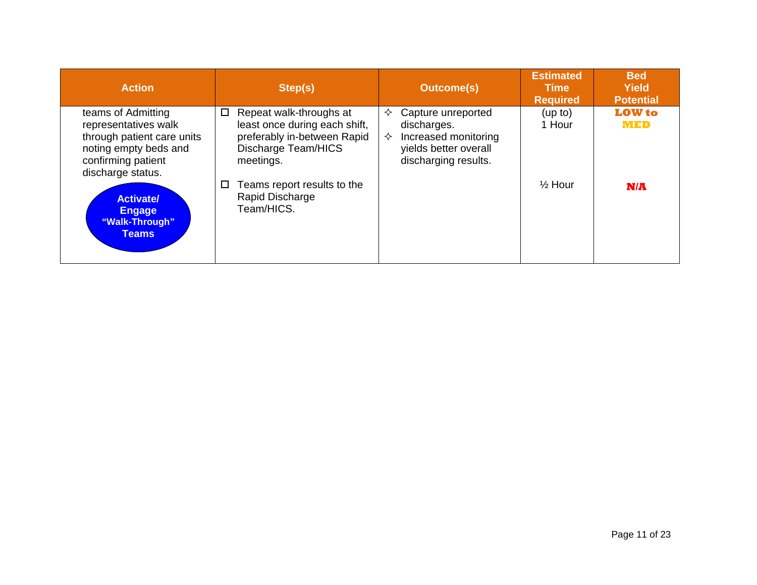| Action | Step(s) | Outcome(s) | Estimated Time Required | Bed Yield Potential |
|---|---|---|---|---|
| teams of Admitting representatives walk through patient care units noting empty beds and confirming patient discharge status.<br><br>**Activate/ Engage “Walk-Through” Teams** | ☐ Repeat walk-throughs at least once during each shift, preferably in-between Rapid Discharge Team/HICS meetings. | ✧ Capture unreported discharges.<br>✧ Increased monitoring yields better overall discharging results. | (up to) 1 Hour | **LOW to MED** |
| | ☐ Teams report results to the Rapid Discharge Team/HICS. | | ½ Hour | **N/A** |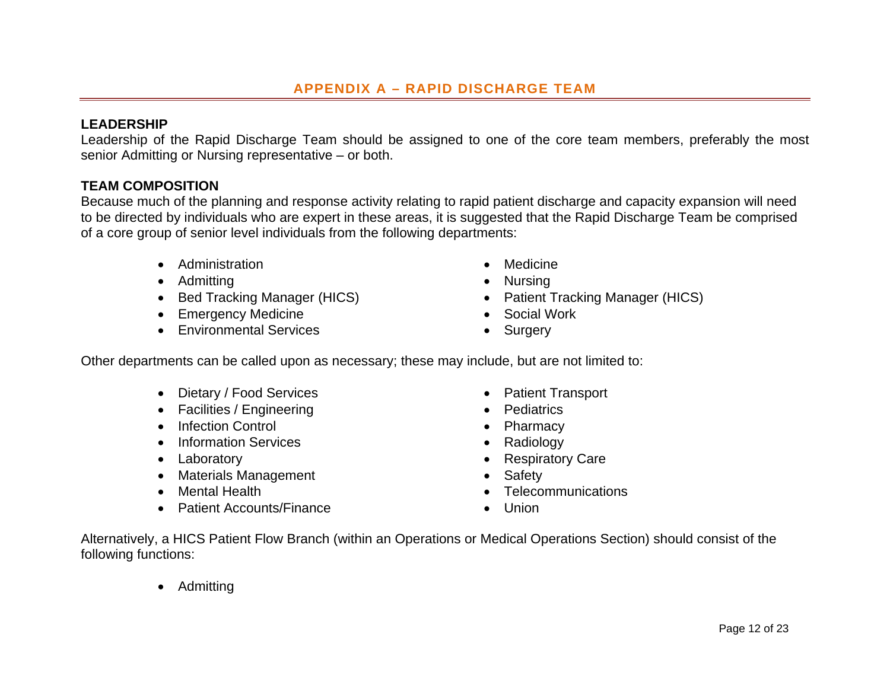# APPENDIX A – RAPID DISCHARGE TEAM

**LEADERSHIP**

Leadership of the Rapid Discharge Team should be assigned to one of the core team members, preferably the most senior Admitting or Nursing representative – or both.

**TEAM COMPOSITION**

Because much of the planning and response activity relating to rapid patient discharge and capacity expansion will need to be directed by individuals who are expert in these areas, it is suggested that the Rapid Discharge Team be comprised of a core group of senior level individuals from the following departments:

- Administration
- Admitting
- Bed Tracking Manager (HICS)
- Emergency Medicine
- Environmental Services
- Medicine
- Nursing
- Patient Tracking Manager (HICS)
- Social Work
- Surgery

Other departments can be called upon as necessary; these may include, but are not limited to:

- Dietary / Food Services
- Facilities / Engineering
- Infection Control
- Information Services
- Laboratory
- Materials Management
- Mental Health
- Patient Accounts/Finance
- Patient Transport
- Pediatrics
- Pharmacy
- Radiology
- Respiratory Care
- Safety
- Telecommunications
- Union

Alternatively, a HICS Patient Flow Branch (within an Operations or Medical Operations Section) should consist of the following functions:

- Admitting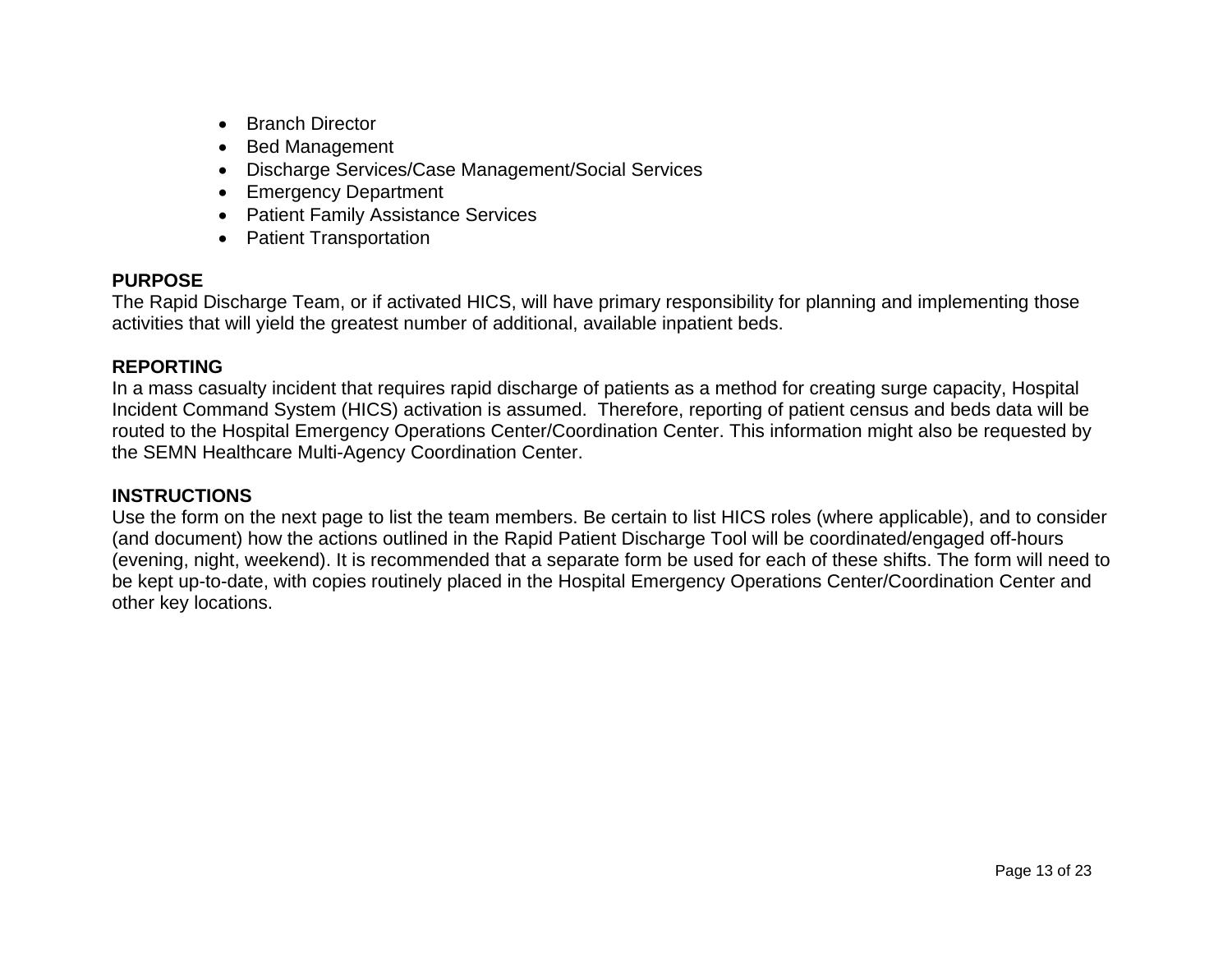- Branch Director
- Bed Management
- Discharge Services/Case Management/Social Services
- Emergency Department
- Patient Family Assistance Services
- Patient Transportation

**PURPOSE**

The Rapid Discharge Team, or if activated HICS, will have primary responsibility for planning and implementing those activities that will yield the greatest number of additional, available inpatient beds.

**REPORTING**

In a mass casualty incident that requires rapid discharge of patients as a method for creating surge capacity, Hospital Incident Command System (HICS) activation is assumed. Therefore, reporting of patient census and beds data will be routed to the Hospital Emergency Operations Center/Coordination Center. This information might also be requested by the SEMN Healthcare Multi-Agency Coordination Center.

**INSTRUCTIONS**

Use the form on the next page to list the team members. Be certain to list HICS roles (where applicable), and to consider (and document) how the actions outlined in the Rapid Patient Discharge Tool will be coordinated/engaged off-hours (evening, night, weekend). It is recommended that a separate form be used for each of these shifts. The form will need to be kept up-to-date, with copies routinely placed in the Hospital Emergency Operations Center/Coordination Center and other key locations.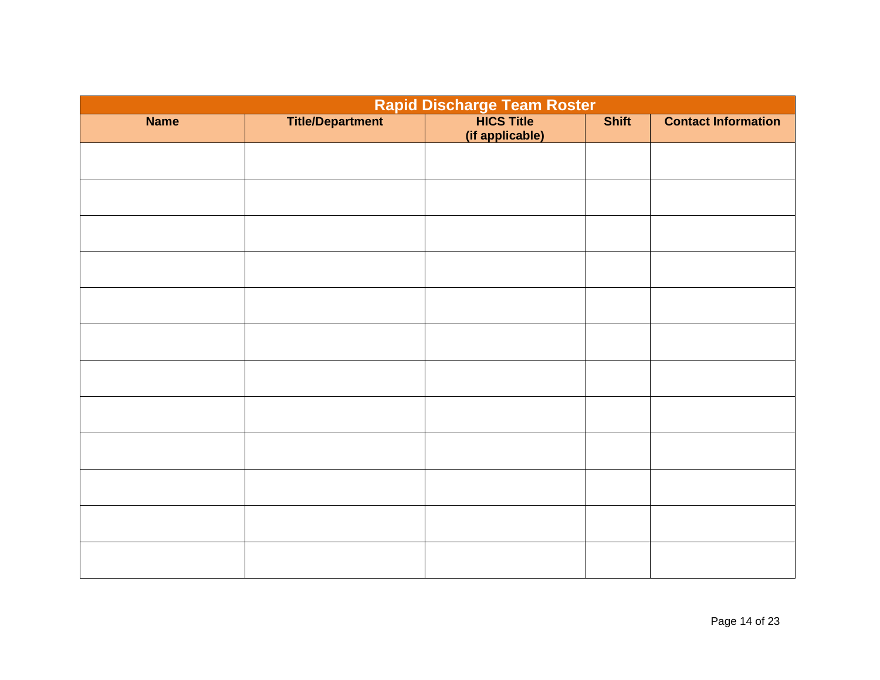| Rapid Discharge Team Roster | | | | |
|---|---|---|---|---|
| **Name** | **Title/Department** | **HICS Title (if applicable)** | **Shift** | **Contact Information** |
| | | | | |
| | | | | |
| | | | | |
| | | | | |
| | | | | |
| | | | | |
| | | | | |
| | | | | |
| | | | | |
| | | | | |
| | | | | |
| | | | | |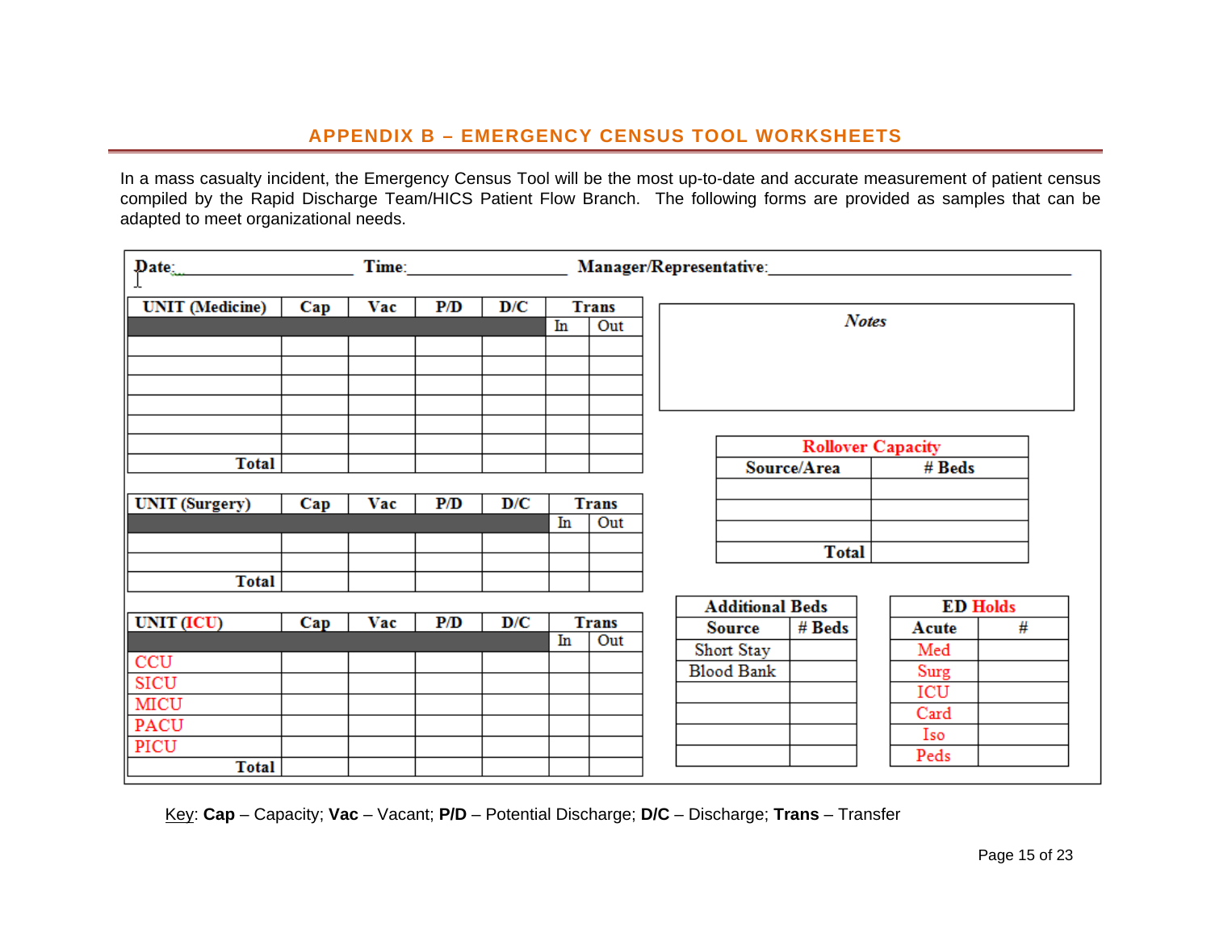## APPENDIX B – EMERGENCY CENSUS TOOL WORKSHEETS

In a mass casualty incident, the Emergency Census Tool will be the most up-to-date and accurate measurement of patient census compiled by the Rapid Discharge Team/HICS Patient Flow Branch. The following forms are provided as samples that can be adapted to meet organizational needs.

**Date:**\_\_\_\_\_\_\_\_\_\_\_\_\_\_\_\_\_\_ **Time:**\_\_\_\_\_\_\_\_\_\_\_\_\_\_\_\_\_\_ **Manager/Representative:**\_\_\_\_\_\_\_\_\_\_\_\_\_\_\_\_\_\_\_\_\_\_\_\_\_\_\_\_

| UNIT (Medicine) | Cap | Vac | P/D | D/C | Trans | |
|---|---|---|---|---|---|---|
| | | | | | In | Out |
| | | | | | | |
| | | | | | | |
| | | | | | | |
| | | | | | | |
| | | | | | | |
| | | | | | | |
| Total | | | | | | |

| UNIT (Surgery) | Cap | Vac | P/D | D/C | Trans | |
|---|---|---|---|---|---|---|
| | | | | | In | Out |
| | | | | | | |
| | | | | | | |
| Total | | | | | | |

| UNIT (ICU) | Cap | Vac | P/D | D/C | Trans | |
|---|---|---|---|---|---|---|
| | | | | | In | Out |
| CCU | | | | | | |
| SICU | | | | | | |
| MICU | | | | | | |
| PACU | | | | | | |
| PICU | | | | | | |
| Total | | | | | | |

| *Notes* |
|---|
| |

| Rollover Capacity | |
|---|---|
| Source/Area | # Beds |
| | |
| | |
| | |
| Total | |

| Additional Beds | |
|---|---|
| Source | # Beds |
| Short Stay | |
| Blood Bank | |
| | |
| | |
| | |
| | |

| ED Holds | |
|---|---|
| Acute | # |
| Med | |
| Surg | |
| ICU | |
| Card | |
| Iso | |
| Peds | |

Key: **Cap** – Capacity; **Vac** – Vacant; **P/D** – Potential Discharge; **D/C** – Discharge; **Trans** – Transfer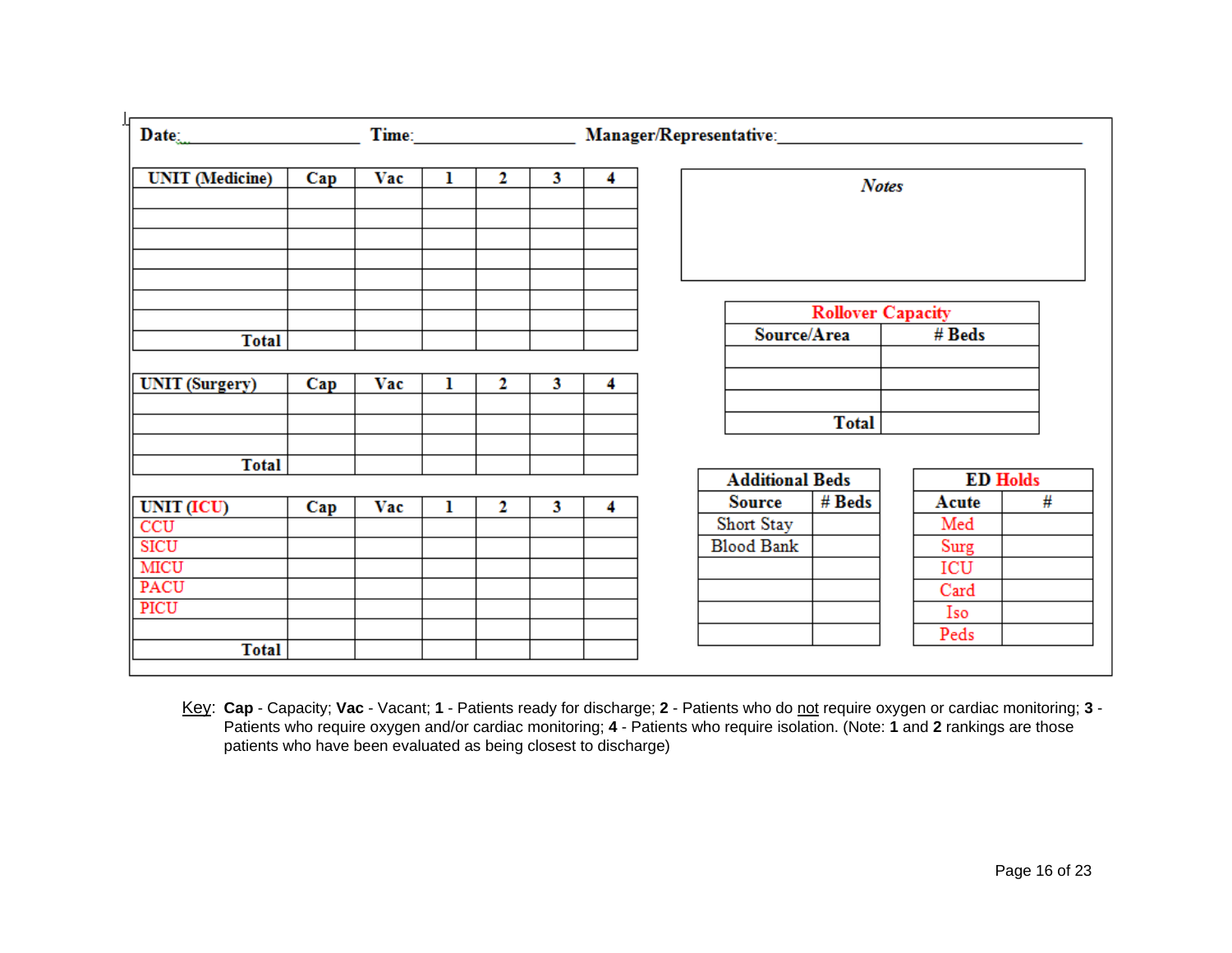Date:______________________ Time:____________________ Manager/Representative:______________________________________

| UNIT (Medicine) | Cap | Vac | 1 | 2 | 3 | 4 |
|---|---|---|---|---|---|---|
| | | | | | | |
| | | | | | | |
| | | | | | | |
| | | | | | | |
| | | | | | | |
| | | | | | | |
| | | | | | | |
| Total | | | | | | |

| UNIT (Surgery) | Cap | Vac | 1 | 2 | 3 | 4 |
|---|---|---|---|---|---|---|
| | | | | | | |
| | | | | | | |
| | | | | | | |
| Total | | | | | | |

| UNIT (ICU) | Cap | Vac | 1 | 2 | 3 | 4 |
|---|---|---|---|---|---|---|
| CCU | | | | | | |
| SICU | | | | | | |
| MICU | | | | | | |
| PACU | | | | | | |
| PICU | | | | | | |
| | | | | | | |
| Total | | | | | | |

| *Notes* |
|---|
| |

| Rollover Capacity | |
|---|---|
| Source/Area | # Beds |
| | |
| | |
| | |
| Total | |

| Additional Beds | |
|---|---|
| Source | # Beds |
| Short Stay | |
| Blood Bank | |
| | |
| | |
| | |
| | |

| ED Holds | |
|---|---|
| Acute | # |
| Med | |
| Surg | |
| ICU | |
| Card | |
| Iso | |
| Peds | |

Key: **Cap** - Capacity; **Vac** - Vacant; **1** - Patients ready for discharge; **2** - Patients who do not require oxygen or cardiac monitoring; **3** - Patients who require oxygen and/or cardiac monitoring; **4** - Patients who require isolation. (Note: **1** and **2** rankings are those patients who have been evaluated as being closest to discharge)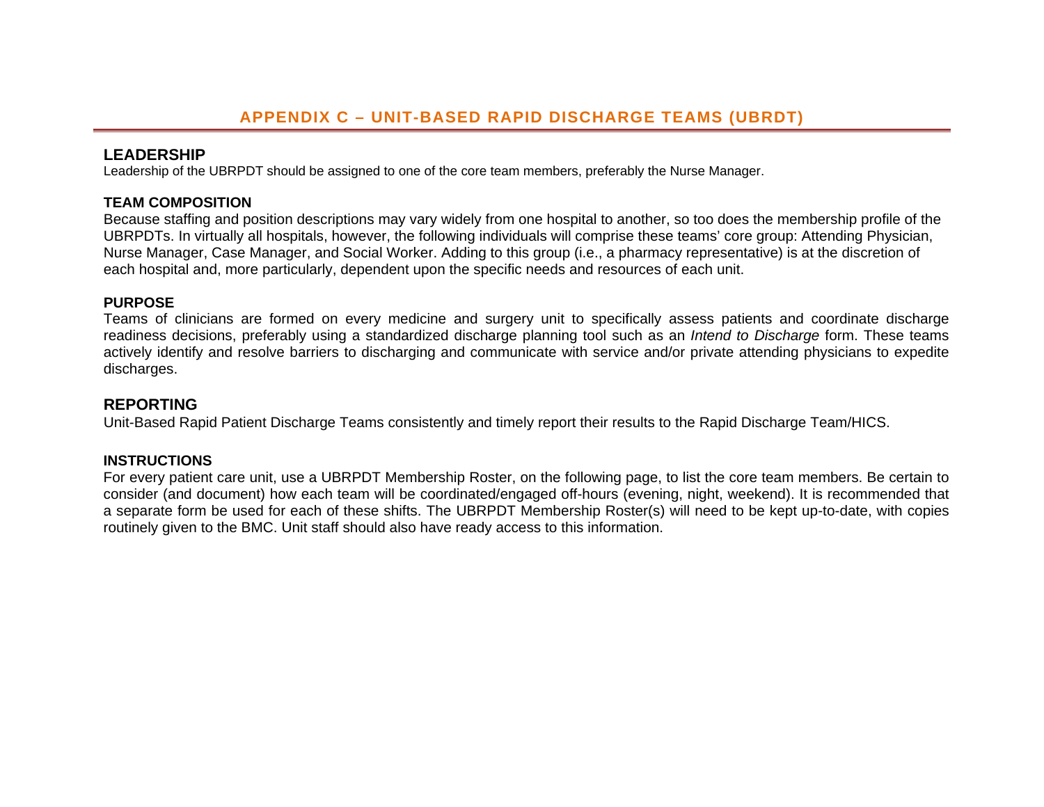# APPENDIX C – UNIT-BASED RAPID DISCHARGE TEAMS (UBRDT)

## LEADERSHIP

Leadership of the UBRPDT should be assigned to one of the core team members, preferably the Nurse Manager.

### TEAM COMPOSITION

Because staffing and position descriptions may vary widely from one hospital to another, so too does the membership profile of the UBRPDTs. In virtually all hospitals, however, the following individuals will comprise these teams' core group: Attending Physician, Nurse Manager, Case Manager, and Social Worker. Adding to this group (i.e., a pharmacy representative) is at the discretion of each hospital and, more particularly, dependent upon the specific needs and resources of each unit.

### PURPOSE

Teams of clinicians are formed on every medicine and surgery unit to specifically assess patients and coordinate discharge readiness decisions, preferably using a standardized discharge planning tool such as an *Intend to Discharge* form. These teams actively identify and resolve barriers to discharging and communicate with service and/or private attending physicians to expedite discharges.

## REPORTING

Unit-Based Rapid Patient Discharge Teams consistently and timely report their results to the Rapid Discharge Team/HICS.

### INSTRUCTIONS

For every patient care unit, use a UBRPDT Membership Roster, on the following page, to list the core team members. Be certain to consider (and document) how each team will be coordinated/engaged off-hours (evening, night, weekend). It is recommended that a separate form be used for each of these shifts. The UBRPDT Membership Roster(s) will need to be kept up-to-date, with copies routinely given to the BMC. Unit staff should also have ready access to this information.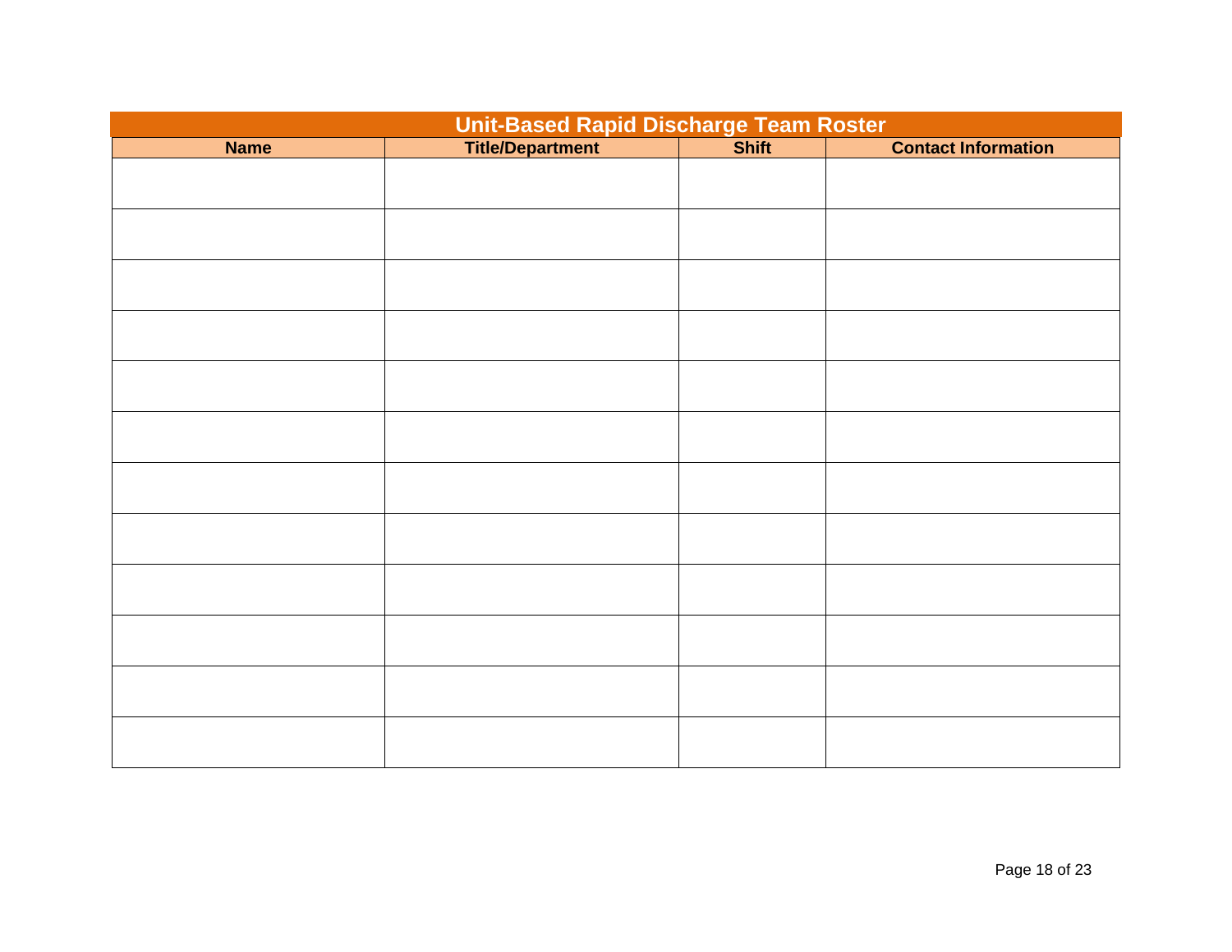## Unit-Based Rapid Discharge Team Roster

| Name | Title/Department | Shift | Contact Information |
|---|---|---|---|
| | | | |
| | | | |
| | | | |
| | | | |
| | | | |
| | | | |
| | | | |
| | | | |
| | | | |
| | | | |
| | | | |
| | | | |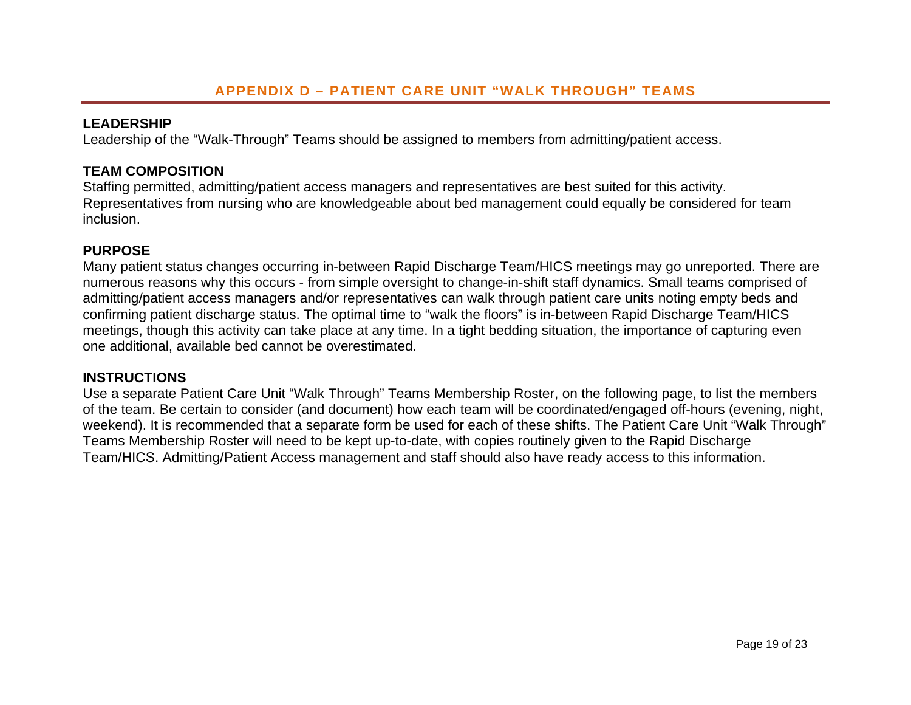# APPENDIX D – PATIENT CARE UNIT "WALK THROUGH" TEAMS

## LEADERSHIP

Leadership of the "Walk-Through" Teams should be assigned to members from admitting/patient access.

## TEAM COMPOSITION

Staffing permitted, admitting/patient access managers and representatives are best suited for this activity. Representatives from nursing who are knowledgeable about bed management could equally be considered for team inclusion.

## PURPOSE

Many patient status changes occurring in-between Rapid Discharge Team/HICS meetings may go unreported. There are numerous reasons why this occurs - from simple oversight to change-in-shift staff dynamics. Small teams comprised of admitting/patient access managers and/or representatives can walk through patient care units noting empty beds and confirming patient discharge status. The optimal time to "walk the floors" is in-between Rapid Discharge Team/HICS meetings, though this activity can take place at any time. In a tight bedding situation, the importance of capturing even one additional, available bed cannot be overestimated.

## INSTRUCTIONS

Use a separate Patient Care Unit "Walk Through" Teams Membership Roster, on the following page, to list the members of the team. Be certain to consider (and document) how each team will be coordinated/engaged off-hours (evening, night, weekend). It is recommended that a separate form be used for each of these shifts. The Patient Care Unit "Walk Through" Teams Membership Roster will need to be kept up-to-date, with copies routinely given to the Rapid Discharge Team/HICS. Admitting/Patient Access management and staff should also have ready access to this information.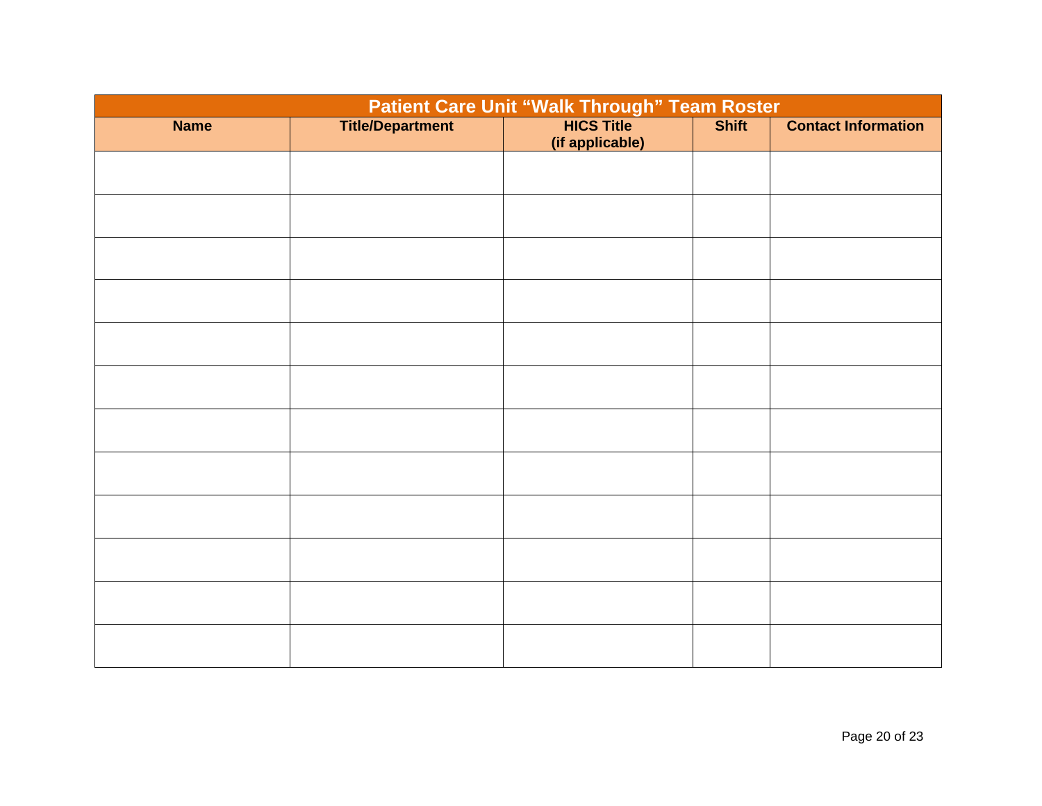## Patient Care Unit “Walk Through” Team Roster

| Name | Title/Department | HICS Title (if applicable) | Shift | Contact Information |
|---|---|---|---|---|
| | | | | |
| | | | | |
| | | | | |
| | | | | |
| | | | | |
| | | | | |
| | | | | |
| | | | | |
| | | | | |
| | | | | |
| | | | | |
| | | | | |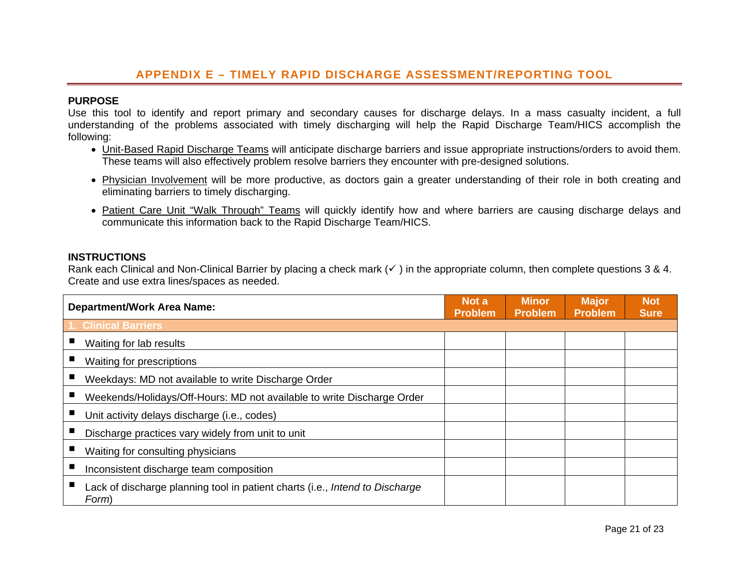## APPENDIX E – TIMELY RAPID DISCHARGE ASSESSMENT/REPORTING TOOL

**PURPOSE**

Use this tool to identify and report primary and secondary causes for discharge delays. In a mass casualty incident, a full understanding of the problems associated with timely discharging will help the Rapid Discharge Team/HICS accomplish the following:

- Unit-Based Rapid Discharge Teams will anticipate discharge barriers and issue appropriate instructions/orders to avoid them. These teams will also effectively problem resolve barriers they encounter with pre-designed solutions.
- Physician Involvement will be more productive, as doctors gain a greater understanding of their role in both creating and eliminating barriers to timely discharging.
- Patient Care Unit "Walk Through" Teams will quickly identify how and where barriers are causing discharge delays and communicate this information back to the Rapid Discharge Team/HICS.

**INSTRUCTIONS**

Rank each Clinical and Non-Clinical Barrier by placing a check mark (✓ ) in the appropriate column, then complete questions 3 & 4. Create and use extra lines/spaces as needed.

| Department/Work Area Name: | Not a Problem | Minor Problem | Major Problem | Not Sure |
|---|---|---|---|---|
| **1. Clinical Barriers** | | | | |
| ▪ Waiting for lab results | | | | |
| ▪ Waiting for prescriptions | | | | |
| ▪ Weekdays: MD not available to write Discharge Order | | | | |
| ▪ Weekends/Holidays/Off-Hours: MD not available to write Discharge Order | | | | |
| ▪ Unit activity delays discharge (i.e., codes) | | | | |
| ▪ Discharge practices vary widely from unit to unit | | | | |
| ▪ Waiting for consulting physicians | | | | |
| ▪ Inconsistent discharge team composition | | | | |
| ▪ Lack of discharge planning tool in patient charts (i.e., *Intend to Discharge Form*) | | | | |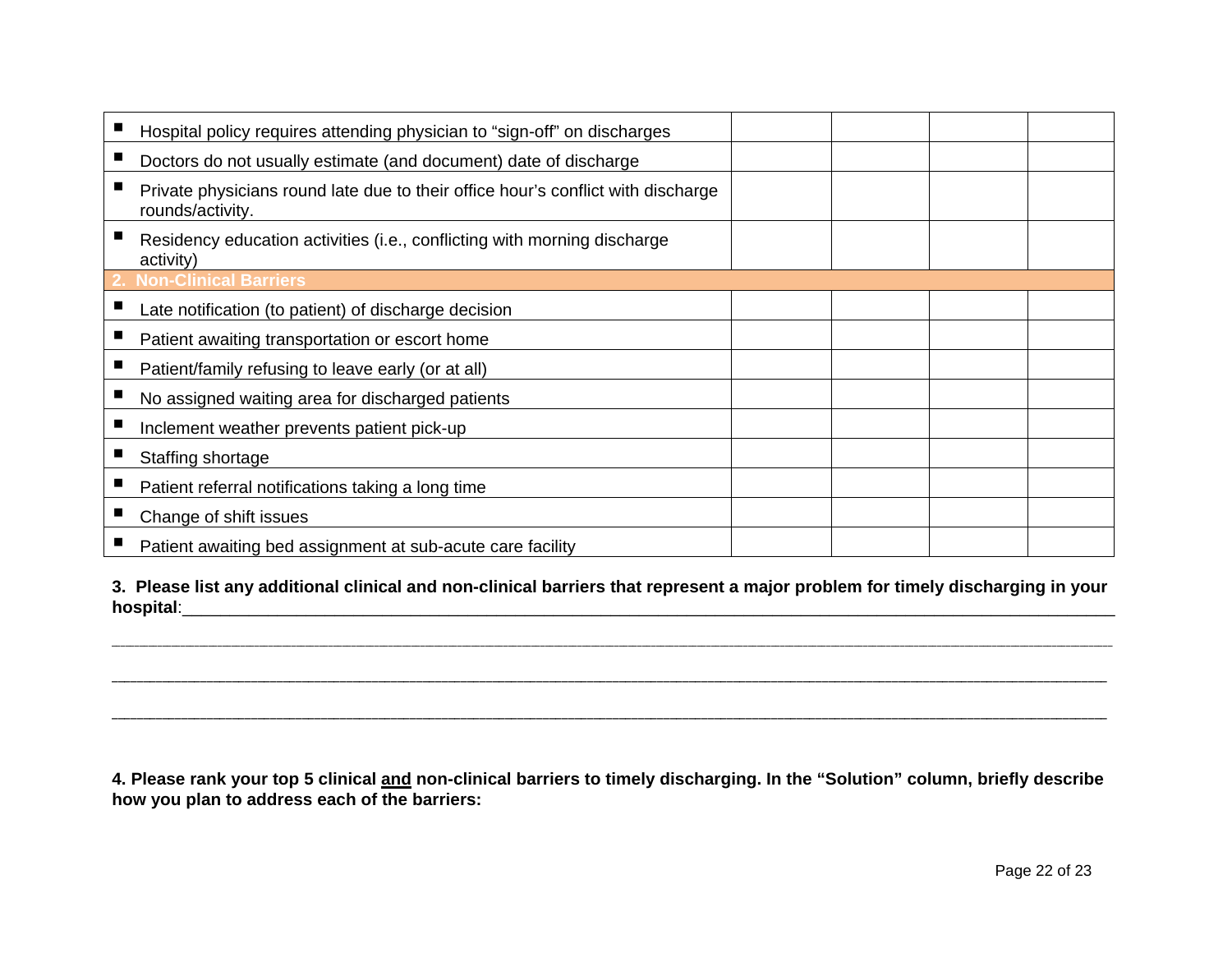| | | | | |
|---|---|---|---|---|
| ▪ Hospital policy requires attending physician to "sign-off" on discharges | | | | |
| ▪ Doctors do not usually estimate (and document) date of discharge | | | | |
| ▪ Private physicians round late due to their office hour's conflict with discharge rounds/activity. | | | | |
| ▪ Residency education activities (i.e., conflicting with morning discharge activity) | | | | |
| **2. Non-Clinical Barriers** | | | | |
| ▪ Late notification (to patient) of discharge decision | | | | |
| ▪ Patient awaiting transportation or escort home | | | | |
| ▪ Patient/family refusing to leave early (or at all) | | | | |
| ▪ No assigned waiting area for discharged patients | | | | |
| ▪ Inclement weather prevents patient pick-up | | | | |
| ▪ Staffing shortage | | | | |
| ▪ Patient referral notifications taking a long time | | | | |
| ▪ Change of shift issues | | | | |
| ▪ Patient awaiting bed assignment at sub-acute care facility | | | | |

**3. Please list any additional clinical and non-clinical barriers that represent a major problem for timely discharging in your hospital**:______________________________________________________________________________

______________________________________________________________________________

______________________________________________________________________________

______________________________________________________________________________

**4. Please rank your top 5 clinical and non-clinical barriers to timely discharging. In the "Solution" column, briefly describe how you plan to address each of the barriers:**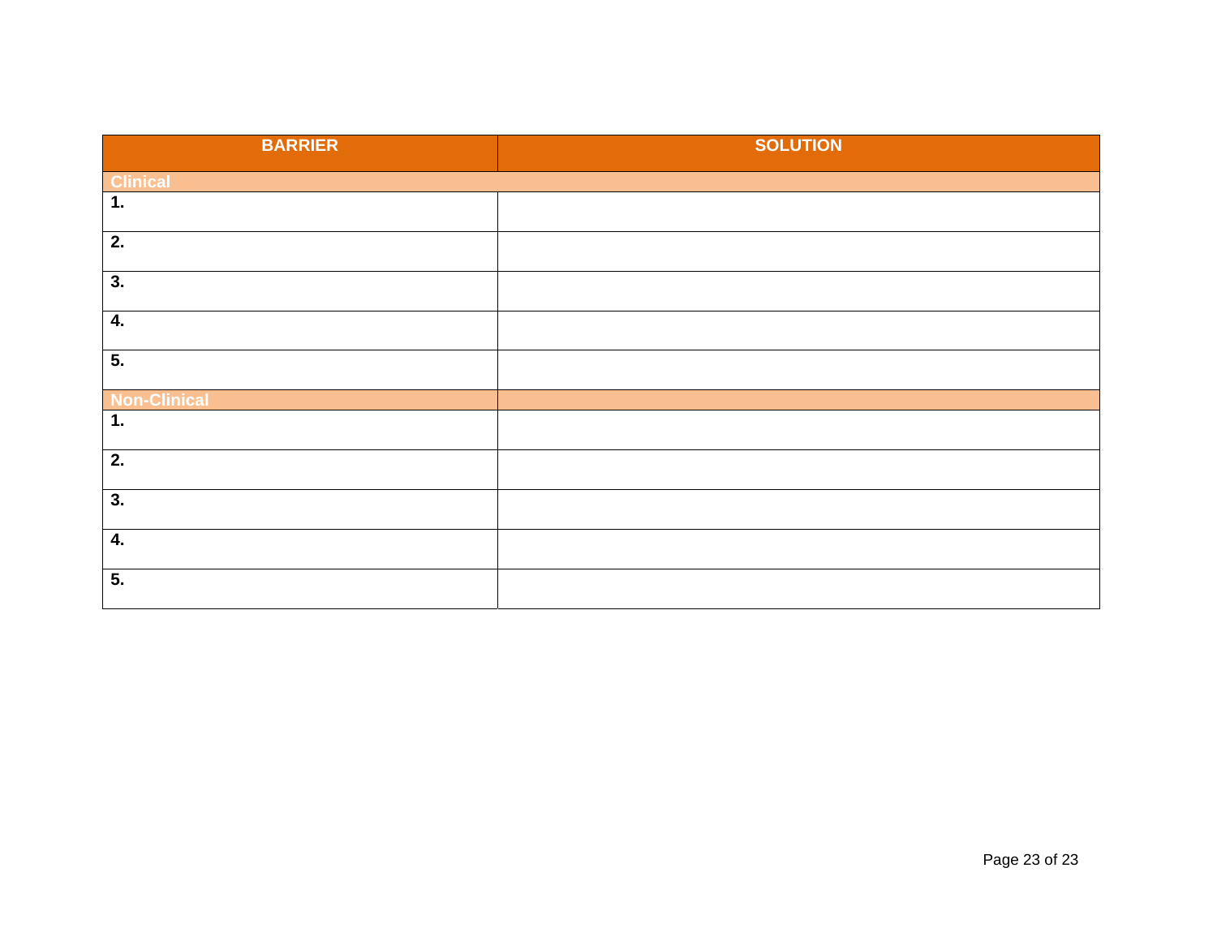| BARRIER | SOLUTION |
|---|---|
| **Clinical** | |
| **1.** | |
| **2.** | |
| **3.** | |
| **4.** | |
| **5.** | |
| **Non-Clinical** | |
| **1.** | |
| **2.** | |
| **3.** | |
| **4.** | |
| **5.** | |